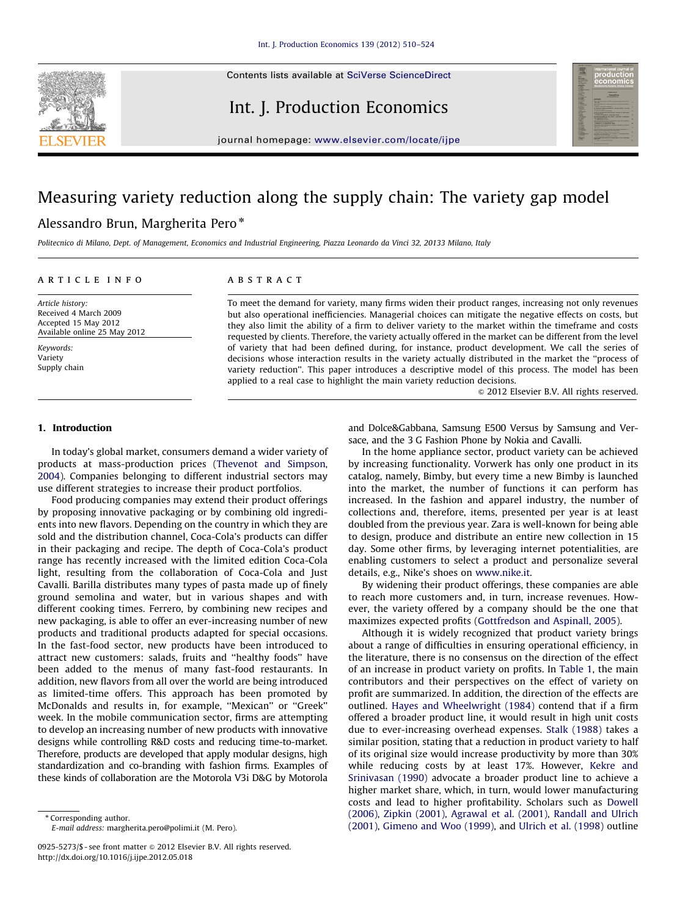# Measuring variety reduction along the supply chain: The variety gap model

Alessandro Brun, Margherita Pero *

Politecnico di Milano, Dept. of Management, Economics and Industrial Engineering, Piazza Leonardo da Vinci 32, 20133 Milano, Italy

## ARTICLE INFO

*Article history:*
Received 4 March 2009
Accepted 15 May 2012
Available online 25 May 2012

*Keywords:*
Variety
Supply chain

## ABSTRACT

To meet the demand for variety, many firms widen their product ranges, increasing not only revenues but also operational inefficiencies. Managerial choices can mitigate the negative effects on costs, but they also limit the ability of a firm to deliver variety to the market within the timeframe and costs requested by clients. Therefore, the variety actually offered in the market can be different from the level of variety that had been defined during, for instance, product development. We call the series of decisions whose interaction results in the variety actually distributed in the market the ''process of variety reduction''. This paper introduces a descriptive model of this process. The model has been applied to a real case to highlight the main variety reduction decisions.

© 2012 Elsevier B.V. All rights reserved.

## 1. Introduction

In today's global market, consumers demand a wider variety of products at mass-production prices (Thevenot and Simpson, 2004). Companies belonging to different industrial sectors may use different strategies to increase their product portfolios.

Food producing companies may extend their product offerings by proposing innovative packaging or by combining old ingredients into new flavors. Depending on the country in which they are sold and the distribution channel, Coca-Cola's products can differ in their packaging and recipe. The depth of Coca-Cola's product range has recently increased with the limited edition Coca-Cola light, resulting from the collaboration of Coca-Cola and Just Cavalli. Barilla distributes many types of pasta made up of finely ground semolina and water, but in various shapes and with different cooking times. Ferrero, by combining new recipes and new packaging, is able to offer an ever-increasing number of new products and traditional products adapted for special occasions. In the fast-food sector, new products have been introduced to attract new customers: salads, fruits and ''healthy foods'' have been added to the menus of many fast-food restaurants. In addition, new flavors from all over the world are being introduced as limited-time offers. This approach has been promoted by McDonalds and results in, for example, ''Mexican'' or ''Greek'' week. In the mobile communication sector, firms are attempting to develop an increasing number of new products with innovative designs while controlling R&D costs and reducing time-to-market. Therefore, products are developed that apply modular designs, high standardization and co-branding with fashion firms. Examples of these kinds of collaboration are the Motorola V3i D&G by Motorola and Dolce&Gabbana, Samsung E500 Versus by Samsung and Versace, and the 3 G Fashion Phone by Nokia and Cavalli.

In the home appliance sector, product variety can be achieved by increasing functionality. Vorwerk has only one product in its catalog, namely, Bimby, but every time a new Bimby is launched into the market, the number of functions it can perform has increased. In the fashion and apparel industry, the number of collections and, therefore, items, presented per year is at least doubled from the previous year. Zara is well-known for being able to design, produce and distribute an entire new collection in 15 day. Some other firms, by leveraging internet potentialities, are enabling customers to select a product and personalize several details, e.g., Nike's shoes on www.nike.it.

By widening their product offerings, these companies are able to reach more customers and, in turn, increase revenues. However, the variety offered by a company should be the one that maximizes expected profits (Gottfredson and Aspinall, 2005).

Although it is widely recognized that product variety brings about a range of difficulties in ensuring operational efficiency, in the literature, there is no consensus on the direction of the effect of an increase in product variety on profits. In Table 1, the main contributors and their perspectives on the effect of variety on profit are summarized. In addition, the direction of the effects are outlined. Hayes and Wheelwright (1984) contend that if a firm offered a broader product line, it would result in high unit costs due to ever-increasing overhead expenses. Stalk (1988) takes a similar position, stating that a reduction in product variety to half of its original size would increase productivity by more than 30% while reducing costs by at least 17%. However, Kekre and Srinivasan (1990) advocate a broader product line to achieve a higher market share, which, in turn, would lower manufacturing costs and lead to higher profitability. Scholars such as Dowell (2006), Zipkin (2001), Agrawal et al. (2001), Randall and Ulrich (2001), Gimeno and Woo (1999), and Ulrich et al. (1998) outline

* Corresponding author.
E-mail address: margherita.pero@polimi.it (M. Pero).

0925-5273/$ - see front matter © 2012 Elsevier B.V. All rights reserved.
http://dx.doi.org/10.1016/j.ijpe.2012.05.018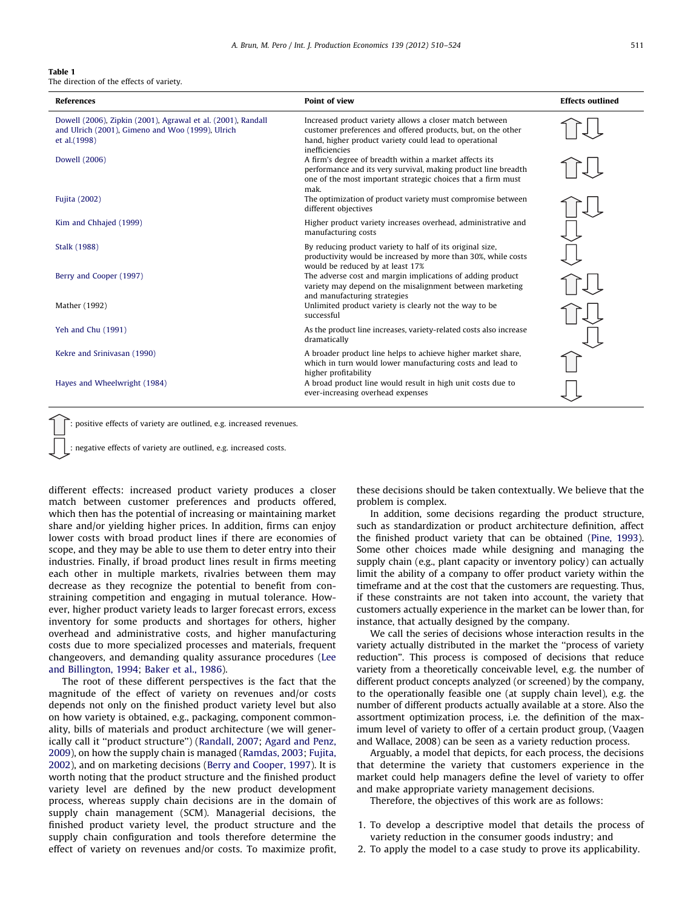**Table 1**
The direction of the effects of variety.

| References | Point of view | Effects outlined |
|---|---|---|
| Dowell (2006), Zipkin (2001), Agrawal et al. (2001), Randall and Ulrich (2001), Gimeno and Woo (1999), Ulrich et al.(1998) | Increased product variety allows a closer match between customer preferences and offered products, but, on the other hand, higher product variety could lead to operational inefficiencies | ⇧⇩ |
| Dowell (2006) | A firm's degree of breadth within a market affects its performance and its very survival, making product line breadth one of the most important strategic choices that a firm must mak. | ⇧⇩ |
| Fujita (2002) | The optimization of product variety must compromise between different objectives | ⇧⇩ |
| Kim and Chhajed (1999) | Higher product variety increases overhead, administrative and manufacturing costs | ⇩ |
| Stalk (1988) | By reducing product variety to half of its original size, productivity would be increased by more than 30%, while costs would be reduced by at least 17% | ⇩ |
| Berry and Cooper (1997) | The adverse cost and margin implications of adding product variety may depend on the misalignment between marketing and manufacturing strategies | ⇧⇩ |
| Mather (1992) | Unlimited product variety is clearly not the way to be successful | ⇧⇩ |
| Yeh and Chu (1991) | As the product line increases, variety-related costs also increase dramatically | ⇩ |
| Kekre and Srinivasan (1990) | A broader product line helps to achieve higher market share, which in turn would lower manufacturing costs and lead to higher profitability | ⇧ |
| Hayes and Wheelwright (1984) | A broad product line would result in high unit costs due to ever-increasing overhead expenses | ⇩ |

⇧: positive effects of variety are outlined, e.g. increased revenues.

⇩: negative effects of variety are outlined, e.g. increased costs.

different effects: increased product variety produces a closer match between customer preferences and products offered, which then has the potential of increasing or maintaining market share and/or yielding higher prices. In addition, firms can enjoy lower costs with broad product lines if there are economies of scope, and they may be able to use them to deter entry into their industries. Finally, if broad product lines result in firms meeting each other in multiple markets, rivalries between them may decrease as they recognize the potential to benefit from constraining competition and engaging in mutual tolerance. However, higher product variety leads to larger forecast errors, excess inventory for some products and shortages for others, higher overhead and administrative costs, and higher manufacturing costs due to more specialized processes and materials, frequent changeovers, and demanding quality assurance procedures (Lee and Billington, 1994; Baker et al., 1986).

The root of these different perspectives is the fact that the magnitude of the effect of variety on revenues and/or costs depends not only on the finished product variety level but also on how variety is obtained, e.g., packaging, component commonality, bills of materials and product architecture (we will generically call it ''product structure'') (Randall, 2007; Agard and Penz, 2009), on how the supply chain is managed (Ramdas, 2003; Fujita, 2002), and on marketing decisions (Berry and Cooper, 1997). It is worth noting that the product structure and the finished product variety level are defined by the new product development process, whereas supply chain decisions are in the domain of supply chain management (SCM). Managerial decisions, the finished product variety level, the product structure and the supply chain configuration and tools therefore determine the effect of variety on revenues and/or costs. To maximize profit, these decisions should be taken contextually. We believe that the problem is complex.

In addition, some decisions regarding the product structure, such as standardization or product architecture definition, affect the finished product variety that can be obtained (Pine, 1993). Some other choices made while designing and managing the supply chain (e.g., plant capacity or inventory policy) can actually limit the ability of a company to offer product variety within the timeframe and at the cost that the customers are requesting. Thus, if these constraints are not taken into account, the variety that customers actually experience in the market can be lower than, for instance, that actually designed by the company.

We call the series of decisions whose interaction results in the variety actually distributed in the market the ''process of variety reduction''. This process is composed of decisions that reduce variety from a theoretically conceivable level, e.g. the number of different product concepts analyzed (or screened) by the company, to the operationally feasible one (at supply chain level), e.g. the number of different products actually available at a store. Also the assortment optimization process, i.e. the definition of the maximum level of variety to offer of a certain product group, (Vaagen and Wallace, 2008) can be seen as a variety reduction process.

Arguably, a model that depicts, for each process, the decisions that determine the variety that customers experience in the market could help managers define the level of variety to offer and make appropriate variety management decisions.

Therefore, the objectives of this work are as follows:

1. To develop a descriptive model that details the process of variety reduction in the consumer goods industry; and
2. To apply the model to a case study to prove its applicability.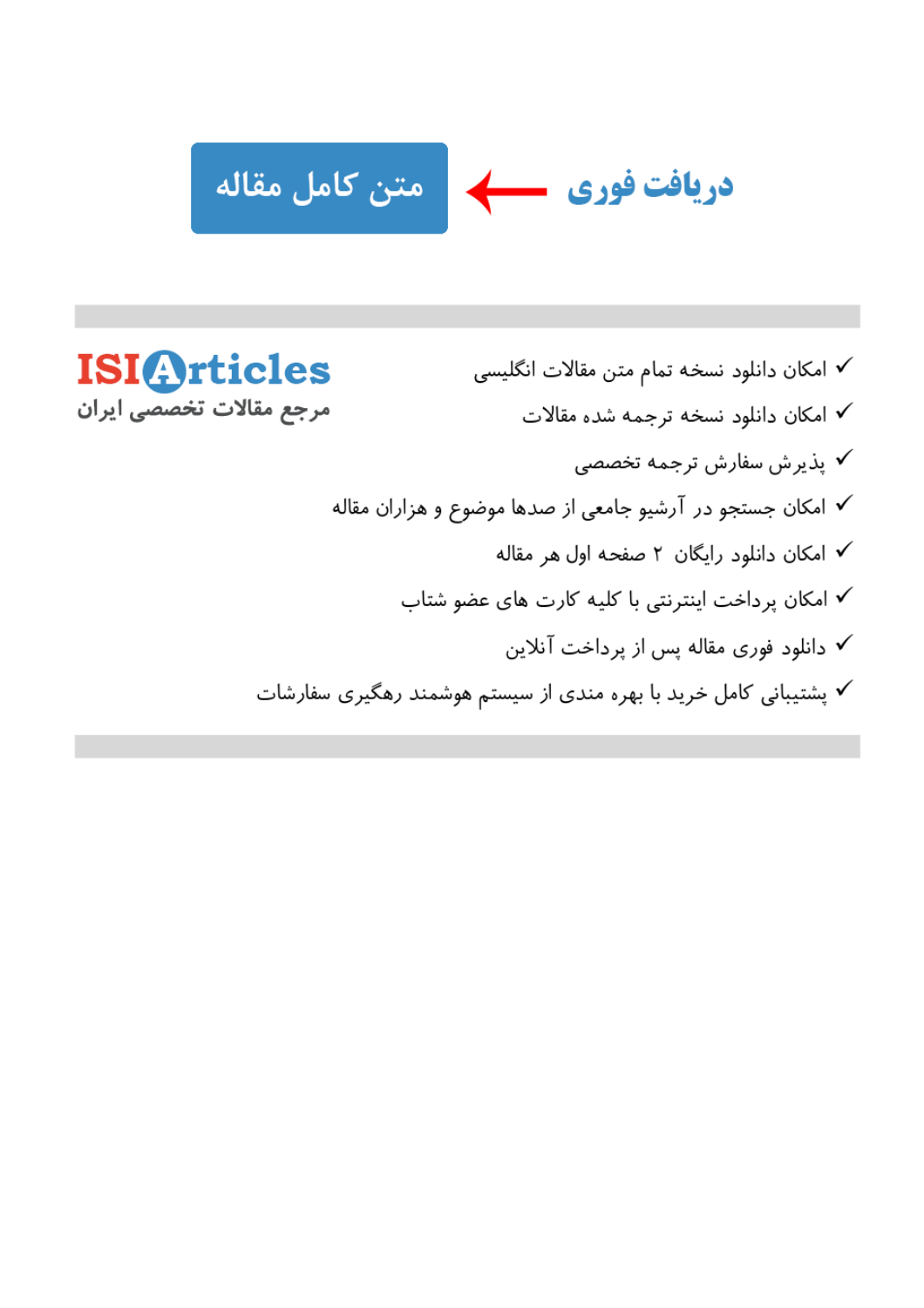دریافت فوری ← متن کامل مقاله

ISIArticles

مرجع مقالات تخصصی ایران

- ✓ امکان دانلود نسخه تمام متن مقالات انگلیسی
- ✓ امکان دانلود نسخه ترجمه شده مقالات
- ✓ پذیرش سفارش ترجمه تخصصی
- ✓ امکان جستجو در آرشیو جامعی از صدها موضوع و هزاران مقاله
- ✓ امکان دانلود رایگان ۲ صفحه اول هر مقاله
- ✓ امکان پرداخت اینترنتی با کلیه کارت های عضو شتاب
- ✓ دانلود فوری مقاله پس از پرداخت آنلاین
- ✓ پشتیبانی کامل خرید با بهره مندی از سیستم هوشمند رهگیری سفارشات